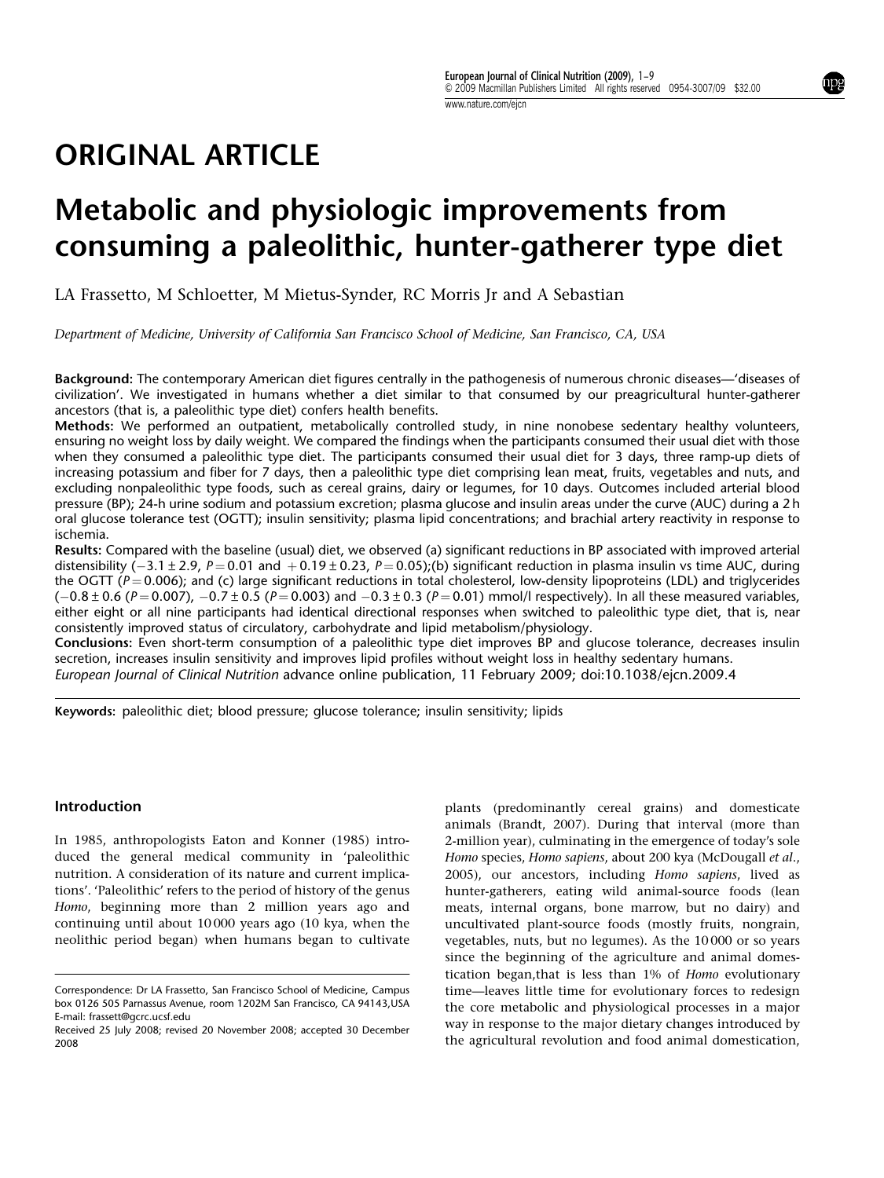# ORIGINAL ARTICLE

# Metabolic and physiologic improvements from consuming a paleolithic, hunter-gatherer type diet

LA Frassetto, M Schloetter, M Mietus-Synder, RC Morris Jr and A Sebastian

*Department of Medicine, University of California San Francisco School of Medicine, San Francisco, CA, USA*

**Background:** The contemporary American diet figures centrally in the pathogenesis of numerous chronic diseases—'diseases of civilization'. We investigated in humans whether a diet similar to that consumed by our preagricultural hunter-gatherer ancestors (that is, a paleolithic type diet) confers health benefits.

**Methods:** We performed an outpatient, metabolically controlled study, in nine nonobese sedentary healthy volunteers, ensuring no weight loss by daily weight. We compared the findings when the participants consumed their usual diet with those when they consumed a paleolithic type diet. The participants consumed their usual diet for 3 days, three ramp-up diets of increasing potassium and fiber for 7 days, then a paleolithic type diet comprising lean meat, fruits, vegetables and nuts, and excluding nonpaleolithic type foods, such as cereal grains, dairy or legumes, for 10 days. Outcomes included arterial blood pressure (BP); 24-h urine sodium and potassium excretion; plasma glucose and insulin areas under the curve (AUC) during a 2 h oral glucose tolerance test (OGTT); insulin sensitivity; plasma lipid concentrations; and brachial artery reactivity in response to ischemia.

**Results:** Compared with the baseline (usual) diet, we observed (a) significant reductions in BP associated with improved arterial distensibility ($-3.1\pm2.9$, $P=0.01$ and $+0.19\pm0.23$, $P=0.05$);(b) significant reduction in plasma insulin vs time AUC, during the OGTT ($P=0.006$); and (c) large significant reductions in total cholesterol, low-density lipoproteins (LDL) and triglycerides ($-0.8\pm0.6$ ($P=0.007$), $-0.7\pm0.5$ ($P=0.003$) and $-0.3\pm0.3$ ($P=0.01$) mmol/l respectively). In all these measured variables, either eight or all nine participants had identical directional responses when switched to paleolithic type diet, that is, near consistently improved status of circulatory, carbohydrate and lipid metabolism/physiology.

**Conclusions:** Even short-term consumption of a paleolithic type diet improves BP and glucose tolerance, decreases insulin secretion, increases insulin sensitivity and improves lipid profiles without weight loss in healthy sedentary humans.

*European Journal of Clinical Nutrition* advance online publication, 11 February 2009; doi:10.1038/ejcn.2009.4

**Keywords:** paleolithic diet; blood pressure; glucose tolerance; insulin sensitivity; lipids

## Introduction

In 1985, anthropologists Eaton and Konner (1985) introduced the general medical community in 'paleolithic nutrition. A consideration of its nature and current implications'. 'Paleolithic' refers to the period of history of the genus *Homo*, beginning more than 2 million years ago and continuing until about 10 000 years ago (10 kya, when the neolithic period began) when humans began to cultivate plants (predominantly cereal grains) and domesticate animals (Brandt, 2007). During that interval (more than 2-million year), culminating in the emergence of today's sole *Homo* species, *Homo sapiens*, about 200 kya (McDougall *et al.*, 2005), our ancestors, including *Homo sapiens*, lived as hunter-gatherers, eating wild animal-source foods (lean meats, internal organs, bone marrow, but no dairy) and uncultivated plant-source foods (mostly fruits, nongrain, vegetables, nuts, but no legumes). As the 10 000 or so years since the beginning of the agriculture and animal domestication began,that is less than 1% of *Homo* evolutionary time—leaves little time for evolutionary forces to redesign the core metabolic and physiological processes in a major way in response to the major dietary changes introduced by the agricultural revolution and food animal domestication,

Correspondence: Dr LA Frassetto, San Francisco School of Medicine, Campus box 0126 505 Parnassus Avenue, room 1202M San Francisco, CA 94143,USA E-mail: frassett@gcrc.ucsf.edu

Received 25 July 2008; revised 20 November 2008; accepted 30 December 2008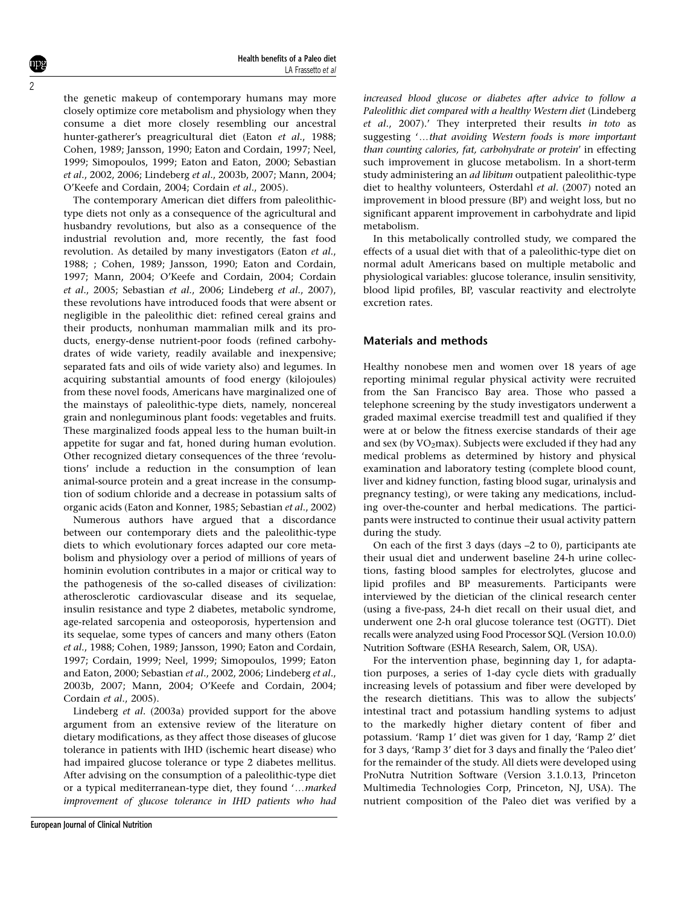the genetic makeup of contemporary humans may more closely optimize core metabolism and physiology when they consume a diet more closely resembling our ancestral hunter-gatherer's preagricultural diet (Eaton *et al*., 1988; Cohen, 1989; Jansson, 1990; Eaton and Cordain, 1997; Neel, 1999; Simopoulos, 1999; Eaton and Eaton, 2000; Sebastian *et al*., 2002, 2006; Lindeberg *et al*., 2003b, 2007; Mann, 2004; O'Keefe and Cordain, 2004; Cordain *et al*., 2005).

The contemporary American diet differs from paleolithic-type diets not only as a consequence of the agricultural and husbandry revolutions, but also as a consequence of the industrial revolution and, more recently, the fast food revolution. As detailed by many investigators (Eaton *et al*., 1988; ; Cohen, 1989; Jansson, 1990; Eaton and Cordain, 1997; Mann, 2004; O'Keefe and Cordain, 2004; Cordain *et al*., 2005; Sebastian *et al*., 2006; Lindeberg *et al*., 2007), these revolutions have introduced foods that were absent or negligible in the paleolithic diet: refined cereal grains and their products, nonhuman mammalian milk and its products, energy-dense nutrient-poor foods (refined carbohydrates of wide variety, readily available and inexpensive; separated fats and oils of wide variety also) and legumes. In acquiring substantial amounts of food energy (kilojoules) from these novel foods, Americans have marginalized one of the mainstays of paleolithic-type diets, namely, noncereal grain and nonleguminous plant foods: vegetables and fruits. These marginalized foods appeal less to the human built-in appetite for sugar and fat, honed during human evolution. Other recognized dietary consequences of the three 'revolutions' include a reduction in the consumption of lean animal-source protein and a great increase in the consumption of sodium chloride and a decrease in potassium salts of organic acids (Eaton and Konner, 1985; Sebastian *et al*., 2002)

Numerous authors have argued that a discordance between our contemporary diets and the paleolithic-type diets to which evolutionary forces adapted our core metabolism and physiology over a period of millions of years of hominin evolution contributes in a major or critical way to the pathogenesis of the so-called diseases of civilization: atherosclerotic cardiovascular disease and its sequelae, insulin resistance and type 2 diabetes, metabolic syndrome, age-related sarcopenia and osteoporosis, hypertension and its sequelae, some types of cancers and many others (Eaton *et al*., 1988; Cohen, 1989; Jansson, 1990; Eaton and Cordain, 1997; Cordain, 1999; Neel, 1999; Simopoulos, 1999; Eaton and Eaton, 2000; Sebastian *et al*., 2002, 2006; Lindeberg *et al*., 2003b, 2007; Mann, 2004; O'Keefe and Cordain, 2004; Cordain *et al*., 2005).

Lindeberg *et al*. (2003a) provided support for the above argument from an extensive review of the literature on dietary modifications, as they affect those diseases of glucose tolerance in patients with IHD (ischemic heart disease) who had impaired glucose tolerance or type 2 diabetes mellitus. After advising on the consumption of a paleolithic-type diet or a typical mediterranean-type diet, they found '*…marked improvement of glucose tolerance in IHD patients who had increased blood glucose or diabetes after advice to follow a Paleolithic diet compared with a healthy Western diet* (Lindeberg *et al*., 2007).' They interpreted their results *in toto* as suggesting '*…that avoiding Western foods is more important than counting calories, fat, carbohydrate or protein*' in effecting such improvement in glucose metabolism. In a short-term study administering an *ad libitum* outpatient paleolithic-type diet to healthy volunteers, Osterdahl *et al*. (2007) noted an improvement in blood pressure (BP) and weight loss, but no significant apparent improvement in carbohydrate and lipid metabolism.

In this metabolically controlled study, we compared the effects of a usual diet with that of a paleolithic-type diet on normal adult Americans based on multiple metabolic and physiological variables: glucose tolerance, insulin sensitivity, blood lipid profiles, BP, vascular reactivity and electrolyte excretion rates.

## Materials and methods

Healthy nonobese men and women over 18 years of age reporting minimal regular physical activity were recruited from the San Francisco Bay area. Those who passed a telephone screening by the study investigators underwent a graded maximal exercise treadmill test and qualified if they were at or below the fitness exercise standards of their age and sex (by $VO_2$max). Subjects were excluded if they had any medical problems as determined by history and physical examination and laboratory testing (complete blood count, liver and kidney function, fasting blood sugar, urinalysis and pregnancy testing), or were taking any medications, including over-the-counter and herbal medications. The participants were instructed to continue their usual activity pattern during the study.

On each of the first 3 days (days –2 to 0), participants ate their usual diet and underwent baseline 24-h urine collections, fasting blood samples for electrolytes, glucose and lipid profiles and BP measurements. Participants were interviewed by the dietician of the clinical research center (using a five-pass, 24-h diet recall on their usual diet, and underwent one 2-h oral glucose tolerance test (OGTT). Diet recalls were analyzed using Food Processor SQL (Version 10.0.0) Nutrition Software (ESHA Research, Salem, OR, USA).

For the intervention phase, beginning day 1, for adaptation purposes, a series of 1-day cycle diets with gradually increasing levels of potassium and fiber were developed by the research dietitians. This was to allow the subjects' intestinal tract and potassium handling systems to adjust to the markedly higher dietary content of fiber and potassium. 'Ramp 1' diet was given for 1 day, 'Ramp 2' diet for 3 days, 'Ramp 3' diet for 3 days and finally the 'Paleo diet' for the remainder of the study. All diets were developed using ProNutra Nutrition Software (Version 3.1.0.13, Princeton Multimedia Technologies Corp, Princeton, NJ, USA). The nutrient composition of the Paleo diet was verified by a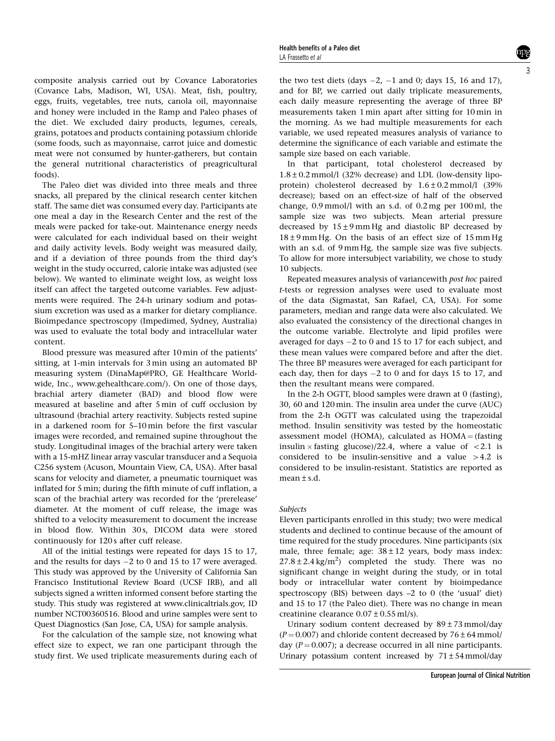composite analysis carried out by Covance Laboratories (Covance Labs, Madison, WI, USA). Meat, fish, poultry, eggs, fruits, vegetables, tree nuts, canola oil, mayonnaise and honey were included in the Ramp and Paleo phases of the diet. We excluded dairy products, legumes, cereals, grains, potatoes and products containing potassium chloride (some foods, such as mayonnaise, carrot juice and domestic meat were not consumed by hunter-gatherers, but contain the general nutritional characteristics of preagricultural foods).

The Paleo diet was divided into three meals and three snacks, all prepared by the clinical research center kitchen staff. The same diet was consumed every day. Participants ate one meal a day in the Research Center and the rest of the meals were packed for take-out. Maintenance energy needs were calculated for each individual based on their weight and daily activity levels. Body weight was measured daily, and if a deviation of three pounds from the third day's weight in the study occurred, calorie intake was adjusted (see below). We wanted to eliminate weight loss, as weight loss itself can affect the targeted outcome variables. Few adjustments were required. The 24-h urinary sodium and potassium excretion was used as a marker for dietary compliance. Bioimpedance spectroscopy (Impedimed, Sydney, Australia) was used to evaluate the total body and intracellular water content.

Blood pressure was measured after 10 min of the patients' sitting, at 1-min intervals for 3 min using an automated BP measuring system (DinaMap@PRO, GE Healthcare Worldwide, Inc., www.gehealthcare.com/). On one of those days, brachial artery diameter (BAD) and blood flow were measured at baseline and after 5 min of cuff occlusion by ultrasound (brachial artery reactivity. Subjects rested supine in a darkened room for 5–10 min before the first vascular images were recorded, and remained supine throughout the study. Longitudinal images of the brachial artery were taken with a 15-mHZ linear array vascular transducer and a Sequoia C256 system (Acuson, Mountain View, CA, USA). After basal scans for velocity and diameter, a pneumatic tourniquet was inflated for 5 min; during the fifth minute of cuff inflation, a scan of the brachial artery was recorded for the 'prerelease' diameter. At the moment of cuff release, the image was shifted to a velocity measurement to document the increase in blood flow. Within 30 s, DICOM data were stored continuously for 120 s after cuff release.

All of the initial testings were repeated for days 15 to 17, and the results for days −2 to 0 and 15 to 17 were averaged. This study was approved by the University of California San Francisco Institutional Review Board (UCSF IRB), and all subjects signed a written informed consent before starting the study. This study was registered at www.clinicaltrials.gov, ID number NCT00360516. Blood and urine samples were sent to Quest Diagnostics (San Jose, CA, USA) for sample analysis.

For the calculation of the sample size, not knowing what effect size to expect, we ran one participant through the study first. We used triplicate measurements during each of the two test diets (days −2, −1 and 0; days 15, 16 and 17), and for BP, we carried out daily triplicate measurements, each daily measure representing the average of three BP measurements taken 1 min apart after sitting for 10 min in the morning. As we had multiple measurements for each variable, we used repeated measures analysis of variance to determine the significance of each variable and estimate the sample size based on each variable.

In that participant, total cholesterol decreased by $1.8 \pm 0.2$ mmol/l (32% decrease) and LDL (low-density lipoprotein) cholesterol decreased by $1.6 \pm 0.2$ mmol/l (39% decrease); based on an effect-size of half of the observed change, 0.9 mmol/l with an s.d. of 0.2 mg per 100 ml, the sample size was two subjects. Mean arterial pressure decreased by $15 \pm 9$ mm Hg and diastolic BP decreased by $18 \pm 9$ mm Hg. On the basis of an effect size of 15 mm Hg with an s.d. of 9 mm Hg, the sample size was five subjects. To allow for more intersubject variability, we chose to study 10 subjects.

Repeated measures analysis of variancewith *post hoc* paired *t*-tests or regression analyses were used to evaluate most of the data (Sigmastat, San Rafael, CA, USA). For some parameters, median and range data were also calculated. We also evaluated the consistency of the directional changes in the outcome variable. Electrolyte and lipid profiles were averaged for days −2 to 0 and 15 to 17 for each subject, and these mean values were compared before and after the diet. The three BP measures were averaged for each participant for each day, then for days −2 to 0 and for days 15 to 17, and then the resultant means were compared.

In the 2-h OGTT, blood samples were drawn at 0 (fasting), 30, 60 and 120 min. The insulin area under the curve (AUC) from the 2-h OGTT was calculated using the trapezoidal method. Insulin sensitivity was tested by the homeostatic assessment model (HOMA), calculated as HOMA = (fasting insulin × fasting glucose)/22.4, where a value of $<2.1$ is considered to be insulin-sensitive and a value $>4.2$ is considered to be insulin-resistant. Statistics are reported as mean ± s.d.

### *Subjects*

Eleven participants enrolled in this study; two were medical students and declined to continue because of the amount of time required for the study procedures. Nine participants (six male, three female; age: $38 \pm 12$ years, body mass index: $27.8 \pm 2.4$ kg/m$^2$) completed the study. There was no significant change in weight during the study, or in total body or intracellular water content by bioimpedance spectroscopy (BIS) between days –2 to 0 (the 'usual' diet) and 15 to 17 (the Paleo diet). There was no change in mean creatinine clearance $0.07 \pm 0.55$ ml/s).

Urinary sodium content decreased by $89 \pm 73$ mmol/day ($P = 0.007$) and chloride content decreased by $76 \pm 64$ mmol/day ($P = 0.007$); a decrease occurred in all nine participants. Urinary potassium content increased by $71 \pm 54$ mmol/day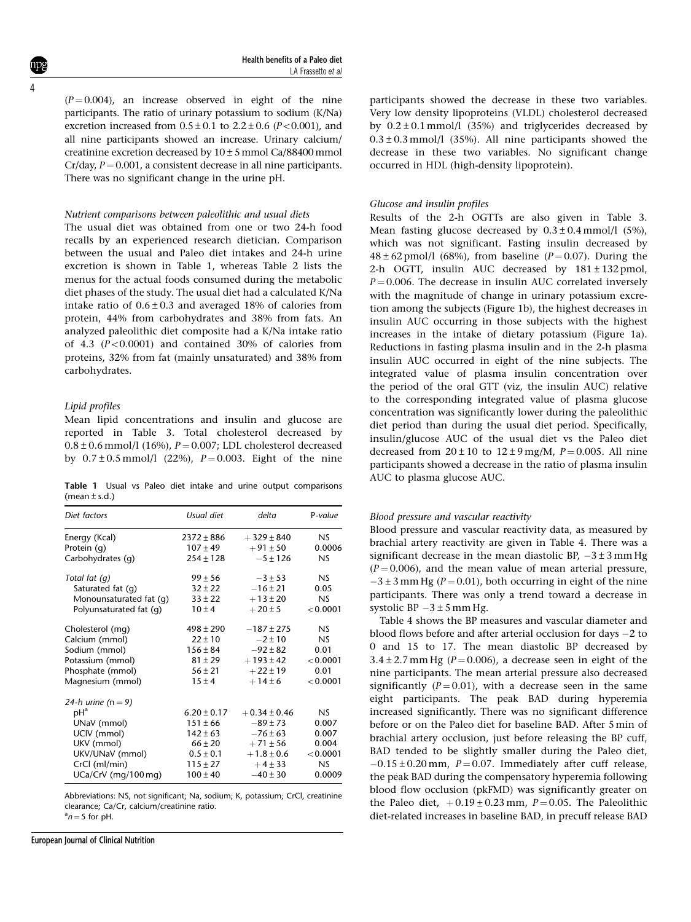($P = 0.004$), an increase observed in eight of the nine participants. The ratio of urinary potassium to sodium (K/Na) excretion increased from $0.5 \pm 0.1$ to $2.2 \pm 0.6$ ($P < 0.001$), and all nine participants showed an increase. Urinary calcium/creatinine excretion decreased by $10 \pm 5$ mmol Ca/88400 mmol Cr/day, $P = 0.001$, a consistent decrease in all nine participants. There was no significant change in the urine pH.

### *Nutrient comparisons between paleolithic and usual diets*

The usual diet was obtained from one or two 24-h food recalls by an experienced research dietician. Comparison between the usual and Paleo diet intakes and 24-h urine excretion is shown in Table 1, whereas Table 2 lists the menus for the actual foods consumed during the metabolic diet phases of the study. The usual diet had a calculated K/Na intake ratio of $0.6 \pm 0.3$ and averaged 18% of calories from protein, 44% from carbohydrates and 38% from fats. An analyzed paleolithic diet composite had a K/Na intake ratio of 4.3 ($P < 0.0001$) and contained 30% of calories from proteins, 32% from fat (mainly unsaturated) and 38% from carbohydrates.

### *Lipid profiles*

Mean lipid concentrations and insulin and glucose are reported in Table 3. Total cholesterol decreased by $0.8 \pm 0.6$ mmol/l (16%), $P = 0.007$; LDL cholesterol decreased by $0.7 \pm 0.5$ mmol/l (22%), $P = 0.003$. Eight of the nine participants showed the decrease in these two variables. Very low density lipoproteins (VLDL) cholesterol decreased by $0.2 \pm 0.1$ mmol/l (35%) and triglycerides decreased by $0.3 \pm 0.3$ mmol/l (35%). All nine participants showed the decrease in these two variables. No significant change occurred in HDL (high-density lipoprotein).

**Table 1** Usual vs Paleo diet intake and urine output comparisons (mean ± s.d.)

| *Diet factors* | *Usual diet* | *delta* | *P-value* |
|---|---|---|---|
| Energy (Kcal) | 2372 ± 886 | +329 ± 840 | NS |
| Protein (g) | 107 ± 49 | +91 ± 50 | 0.0006 |
| Carbohydrates (g) | 254 ± 128 | −5 ± 126 | NS |
| *Total fat (g)* | 99 ± 56 | −3 ± 53 | NS |
| Saturated fat (g) | 32 ± 22 | −16 ± 21 | 0.05 |
| Monounsaturated fat (g) | 33 ± 22 | +13 ± 20 | NS |
| Polyunsaturated fat (g) | 10 ± 4 | +20 ± 5 | <0.0001 |
| Cholesterol (mg) | 498 ± 290 | −187 ± 275 | NS |
| Calcium (mmol) | 22 ± 10 | −2 ± 10 | NS |
| Sodium (mmol) | 156 ± 84 | −92 ± 82 | 0.01 |
| Potassium (mmol) | 81 ± 29 | +193 ± 42 | <0.0001 |
| Phosphate (mmol) | 56 ± 21 | +22 ± 19 | 0.01 |
| Magnesium (mmol) | 15 ± 4 | +14 ± 6 | <0.0001 |
| *24-h urine (n = 9)* | | | |
| pH[a] | 6.20 ± 0.17 | +0.34 ± 0.46 | NS |
| UNaV (mmol) | 151 ± 66 | −89 ± 73 | 0.007 |
| UClV (mmol) | 142 ± 63 | −76 ± 63 | 0.007 |
| UKV (mmol) | 66 ± 20 | +71 ± 56 | 0.004 |
| UKV/UNaV (mmol) | 0.5 ± 0.1 | +1.8 ± 0.6 | <0.0001 |
| CrCl (ml/min) | 115 ± 27 | +4 ± 33 | NS |
| UCa/CrV (mg/100 mg) | 100 ± 40 | −40 ± 30 | 0.0009 |

Abbreviations: NS, not significant; Na, sodium; K, potassium; CrCl, creatinine clearance; Ca/Cr, calcium/creatinine ratio.
[a]$n = 5$ for pH.

### *Glucose and insulin profiles*

Results of the 2-h OGTTs are also given in Table 3. Mean fasting glucose decreased by $0.3 \pm 0.4$ mmol/l (5%), which was not significant. Fasting insulin decreased by $48 \pm 62$ pmol/l (68%), from baseline ($P = 0.07$). During the 2-h OGTT, insulin AUC decreased by $181 \pm 132$ pmol, $P = 0.006$. The decrease in insulin AUC correlated inversely with the magnitude of change in urinary potassium excretion among the subjects (Figure 1b), the highest decreases in insulin AUC occurring in those subjects with the highest increases in the intake of dietary potassium (Figure 1a). Reductions in fasting plasma insulin and in the 2-h plasma insulin AUC occurred in eight of the nine subjects. The integrated value of plasma insulin concentration over the period of the oral GTT (viz, the insulin AUC) relative to the corresponding integrated value of plasma glucose concentration was significantly lower during the paleolithic diet period than during the usual diet period. Specifically, insulin/glucose AUC of the usual diet vs the Paleo diet decreased from $20 \pm 10$ to $12 \pm 9$ mg/M, $P = 0.005$. All nine participants showed a decrease in the ratio of plasma insulin AUC to plasma glucose AUC.

### *Blood pressure and vascular reactivity*

Blood pressure and vascular reactivity data, as measured by brachial artery reactivity are given in Table 4. There was a significant decrease in the mean diastolic BP, $-3 \pm 3$ mm Hg ($P = 0.006$), and the mean value of mean arterial pressure, $-3 \pm 3$ mm Hg ($P = 0.01$), both occurring in eight of the nine participants. There was only a trend toward a decrease in systolic BP $-3 \pm 5$ mm Hg.

Table 4 shows the BP measures and vascular diameter and blood flows before and after arterial occlusion for days −2 to 0 and 15 to 17. The mean diastolic BP decreased by $3.4 \pm 2.7$ mm Hg ($P = 0.006$), a decrease seen in eight of the nine participants. The mean arterial pressure also decreased significantly ($P = 0.01$), with a decrease seen in the same eight participants. The peak BAD during hyperemia increased significantly. There was no significant difference before or on the Paleo diet for baseline BAD. After 5 min of brachial artery occlusion, just before releasing the BP cuff, BAD tended to be slightly smaller during the Paleo diet, $-0.15 \pm 0.20$ mm, $P = 0.07$. Immediately after cuff release, the peak BAD during the compensatory hyperemia following blood flow occlusion (pkFMD) was significantly greater on the Paleo diet, $+0.19 \pm 0.23$ mm, $P = 0.05$. The Paleolithic diet-related increases in baseline BAD, in precuff release BAD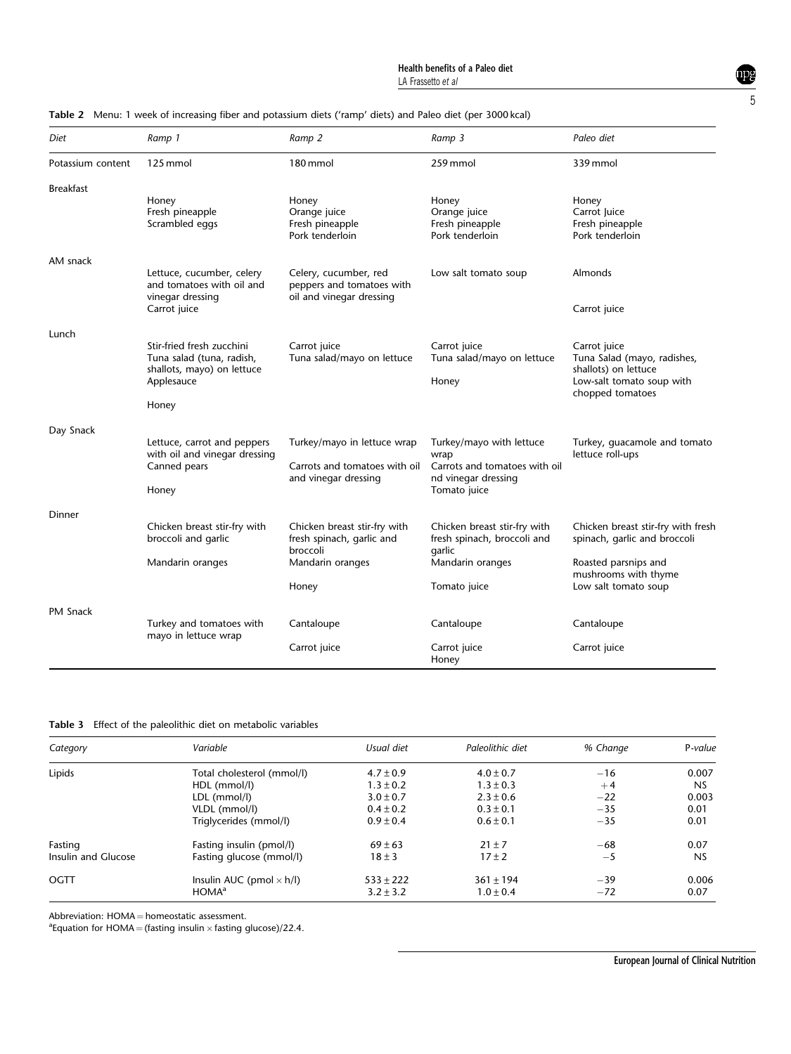**Table 2** Menu: 1 week of increasing fiber and potassium diets ('ramp' diets) and Paleo diet (per 3000 kcal)

| *Diet* | *Ramp 1* | *Ramp 2* | *Ramp 3* | *Paleo diet* |
|---|---|---|---|---|
| Potassium content | 125 mmol | 180 mmol | 259 mmol | 339 mmol |
| Breakfast | | | | |
| | Honey | Honey | Honey | Honey |
| | Fresh pineapple | Orange juice | Orange juice | Carrot Juice |
| | Scrambled eggs | Fresh pineapple | Fresh pineapple | Fresh pineapple |
| | | Pork tenderloin | Pork tenderloin | Pork tenderloin |
| AM snack | | | | |
| | Lettuce, cucumber, celery and tomatoes with oil and vinegar dressing | Celery, cucumber, red peppers and tomatoes with oil and vinegar dressing | Low salt tomato soup | Almonds |
| | Carrot juice | | | Carrot juice |
| Lunch | | | | |
| | Stir-fried fresh zucchini | Carrot juice | Carrot juice | Carrot juice |
| | Tuna salad (tuna, radish, shallots, mayo) on lettuce | Tuna salad/mayo on lettuce | Tuna salad/mayo on lettuce | Tuna Salad (mayo, radishes, shallots) on lettuce |
| | Applesauce | | Honey | Low-salt tomato soup with chopped tomatoes |
| | Honey | | | |
| Day Snack | | | | |
| | Lettuce, carrot and peppers with oil and vinegar dressing | Turkey/mayo in lettuce wrap | Turkey/mayo with lettuce wrap | Turkey, guacamole and tomato lettuce roll-ups |
| | Canned pears | Carrots and tomatoes with oil and vinegar dressing | Carrots and tomatoes with oil nd vinegar dressing | |
| | Honey | | Tomato juice | |
| Dinner | | | | |
| | Chicken breast stir-fry with broccoli and garlic | Chicken breast stir-fry with fresh spinach, garlic and broccoli | Chicken breast stir-fry with fresh spinach, broccoli and garlic | Chicken breast stir-fry with fresh spinach, garlic and broccoli |
| | Mandarin oranges | Mandarin oranges | Mandarin oranges | Roasted parsnips and mushrooms with thyme |
| | | Honey | Tomato juice | Low salt tomato soup |
| PM Snack | | | | |
| | Turkey and tomatoes with mayo in lettuce wrap | Cantaloupe | Cantaloupe | Cantaloupe |
| | | Carrot juice | Carrot juice | Carrot juice |
| | | | Honey | |

**Table 3** Effect of the paleolithic diet on metabolic variables

| *Category* | *Variable* | *Usual diet* | *Paleolithic diet* | *% Change* | *P-value* |
|---|---|---|---|---|---|
| Lipids | Total cholesterol (mmol/l) | $4.7 \pm 0.9$ | $4.0 \pm 0.7$ | −16 | 0.007 |
| | HDL (mmol/l) | $1.3 \pm 0.2$ | $1.3 \pm 0.3$ | +4 | NS |
| | LDL (mmol/l) | $3.0 \pm 0.7$ | $2.3 \pm 0.6$ | −22 | 0.003 |
| | VLDL (mmol/l) | $0.4 \pm 0.2$ | $0.3 \pm 0.1$ | −35 | 0.01 |
| | Triglycerides (mmol/l) | $0.9 \pm 0.4$ | $0.6 \pm 0.1$ | −35 | 0.01 |
| Fasting Insulin and Glucose | Fasting insulin (pmol/l) | $69 \pm 63$ | $21 \pm 7$ | −68 | 0.07 |
| | Fasting glucose (mmol/l) | $18 \pm 3$ | $17 \pm 2$ | −5 | NS |
| OGTT | Insulin AUC (pmol $\times$ h/l) | $533 \pm 222$ | $361 \pm 194$ | −39 | 0.006 |
| | HOMA[a] | $3.2 \pm 3.2$ | $1.0 \pm 0.4$ | −72 | 0.07 |

Abbreviation: HOMA = homeostatic assessment.
[a]Equation for HOMA = (fasting insulin $\times$ fasting glucose)/22.4.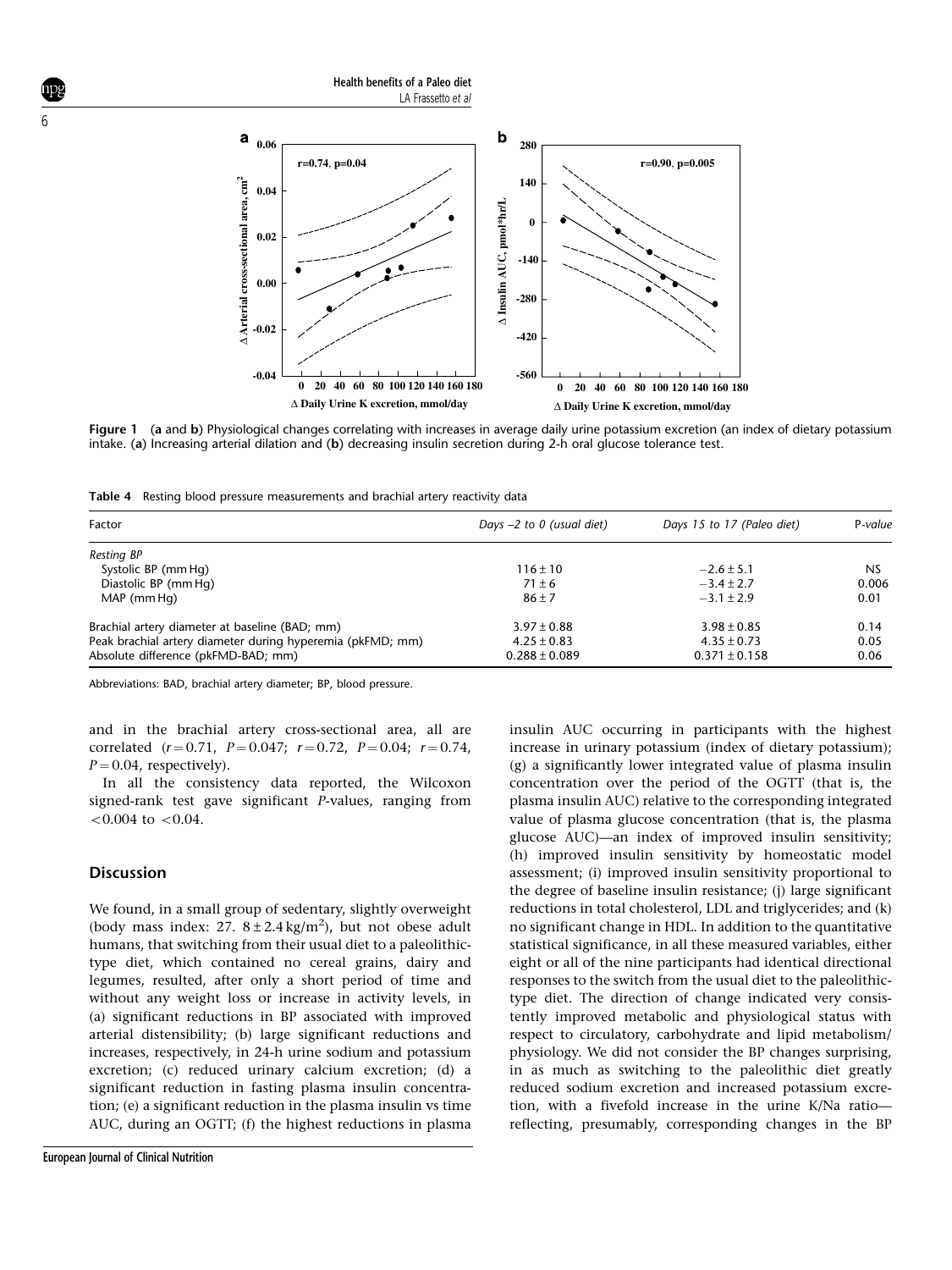**Figure 1** (**a** and **b**) Physiological changes correlating with increases in average daily urine potassium excretion (an index of dietary potassium intake. (**a**) Increasing arterial dilation and (**b**) decreasing insulin secretion during 2-h oral glucose tolerance test.

**Table 4** Resting blood pressure measurements and brachial artery reactivity data

| Factor | *Days –2 to 0 (usual diet)* | *Days 15 to 17 (Paleo diet)* | *P-value* |
|---|---|---|---|
| *Resting BP* | | | |
| Systolic BP (mm Hg) | 116 ± 10 | −2.6 ± 5.1 | NS |
| Diastolic BP (mm Hg) | 71 ± 6 | −3.4 ± 2.7 | 0.006 |
| MAP (mm Hg) | 86 ± 7 | −3.1 ± 2.9 | 0.01 |
| Brachial artery diameter at baseline (BAD; mm) | 3.97 ± 0.88 | 3.98 ± 0.85 | 0.14 |
| Peak brachial artery diameter during hyperemia (pkFMD; mm) | 4.25 ± 0.83 | 4.35 ± 0.73 | 0.05 |
| Absolute difference (pkFMD-BAD; mm) | 0.288 ± 0.089 | 0.371 ± 0.158 | 0.06 |

Abbreviations: BAD, brachial artery diameter; BP, blood pressure.

and in the brachial artery cross-sectional area, all are correlated ($r=0.71$, $P=0.047$; $r=0.72$, $P=0.04$; $r=0.74$, $P=0.04$, respectively).

In all the consistency data reported, the Wilcoxon signed-rank test gave significant *P*-values, ranging from $<0.004$ to $<0.04$.

## Discussion

We found, in a small group of sedentary, slightly overweight (body mass index: 27. $8 \pm 2.4\,\text{kg/m}^2$), but not obese adult humans, that switching from their usual diet to a paleolithic-type diet, which contained no cereal grains, dairy and legumes, resulted, after only a short period of time and without any weight loss or increase in activity levels, in (a) significant reductions in BP associated with improved arterial distensibility; (b) large significant reductions and increases, respectively, in 24-h urine sodium and potassium excretion; (c) reduced urinary calcium excretion; (d) a significant reduction in fasting plasma insulin concentration; (e) a significant reduction in the plasma insulin vs time AUC, during an OGTT; (f) the highest reductions in plasma insulin AUC occurring in participants with the highest increase in urinary potassium (index of dietary potassium); (g) a significantly lower integrated value of plasma insulin concentration over the period of the OGTT (that is, the plasma insulin AUC) relative to the corresponding integrated value of plasma glucose concentration (that is, the plasma glucose AUC)—an index of improved insulin sensitivity; (h) improved insulin sensitivity by homeostatic model assessment; (i) improved insulin sensitivity proportional to the degree of baseline insulin resistance; (j) large significant reductions in total cholesterol, LDL and triglycerides; and (k) no significant change in HDL. In addition to the quantitative statistical significance, in all these measured variables, either eight or all of the nine participants had identical directional responses to the switch from the usual diet to the paleolithic-type diet. The direction of change indicated very consistently improved metabolic and physiological status with respect to circulatory, carbohydrate and lipid metabolism/physiology. We did not consider the BP changes surprising, in as much as switching to the paleolithic diet greatly reduced sodium excretion and increased potassium excretion, with a fivefold increase in the urine K/Na ratio—reflecting, presumably, corresponding changes in the BP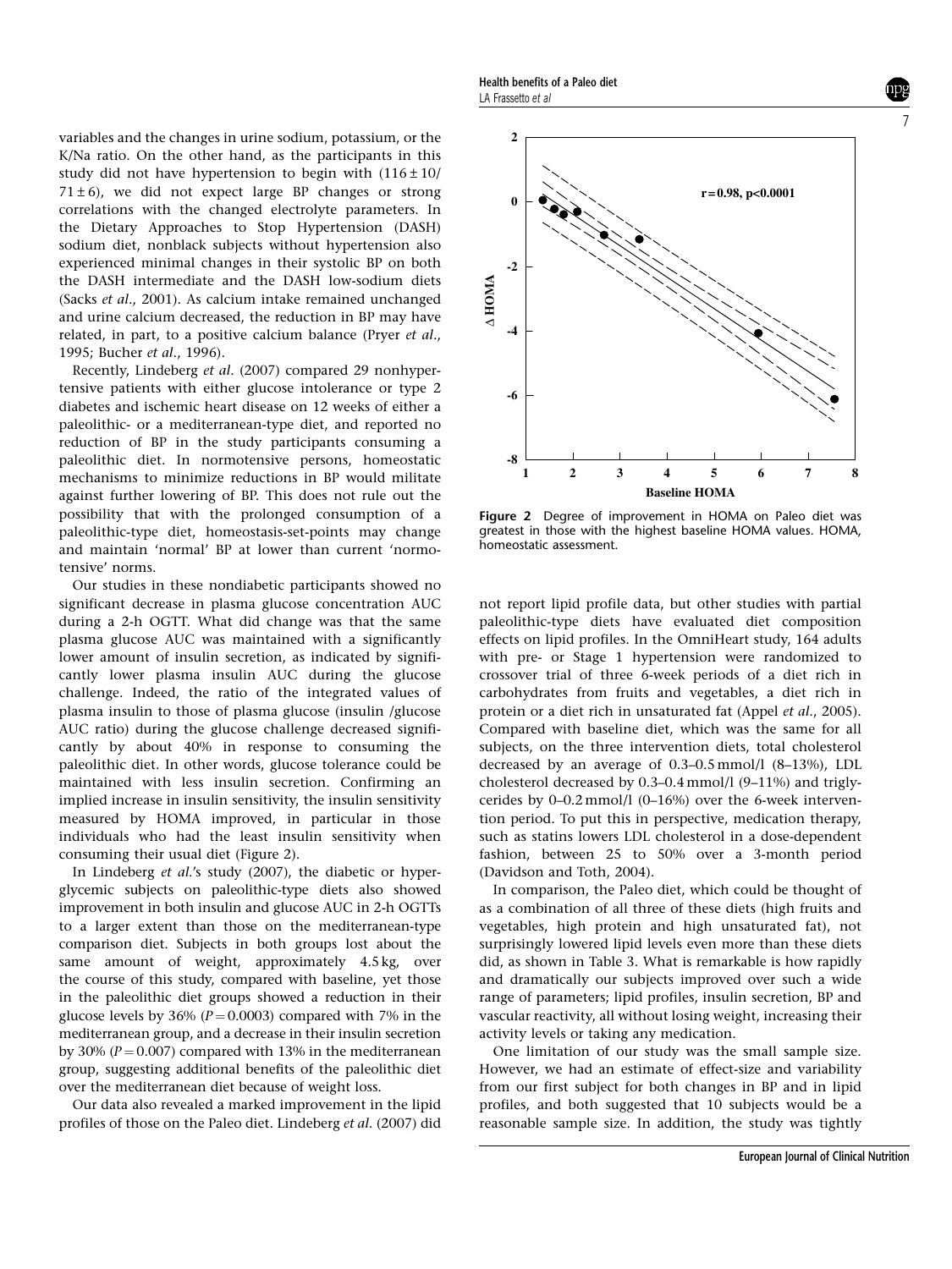variables and the changes in urine sodium, potassium, or the K/Na ratio. On the other hand, as the participants in this study did not have hypertension to begin with ($116 \pm 10$/$71 \pm 6$), we did not expect large BP changes or strong correlations with the changed electrolyte parameters. In the Dietary Approaches to Stop Hypertension (DASH) sodium diet, nonblack subjects without hypertension also experienced minimal changes in their systolic BP on both the DASH intermediate and the DASH low-sodium diets (Sacks *et al*., 2001). As calcium intake remained unchanged and urine calcium decreased, the reduction in BP may have related, in part, to a positive calcium balance (Pryer *et al*., 1995; Bucher *et al*., 1996).

Recently, Lindeberg *et al*. (2007) compared 29 nonhypertensive patients with either glucose intolerance or type 2 diabetes and ischemic heart disease on 12 weeks of either a paleolithic- or a mediterranean-type diet, and reported no reduction of BP in the study participants consuming a paleolithic diet. In normotensive persons, homeostatic mechanisms to minimize reductions in BP would militate against further lowering of BP. This does not rule out the possibility that with the prolonged consumption of a paleolithic-type diet, homeostasis-set-points may change and maintain 'normal' BP at lower than current 'normotensive' norms.

Our studies in these nondiabetic participants showed no significant decrease in plasma glucose concentration AUC during a 2-h OGTT. What did change was that the same plasma glucose AUC was maintained with a significantly lower amount of insulin secretion, as indicated by significantly lower plasma insulin AUC during the glucose challenge. Indeed, the ratio of the integrated values of plasma insulin to those of plasma glucose (insulin /glucose AUC ratio) during the glucose challenge decreased significantly by about 40% in response to consuming the paleolithic diet. In other words, glucose tolerance could be maintained with less insulin secretion. Confirming an implied increase in insulin sensitivity, the insulin sensitivity measured by HOMA improved, in particular in those individuals who had the least insulin sensitivity when consuming their usual diet (Figure 2).

In Lindeberg *et al*.'s study (2007), the diabetic or hyperglycemic subjects on paleolithic-type diets also showed improvement in both insulin and glucose AUC in 2-h OGTTs to a larger extent than those on the mediterranean-type comparison diet. Subjects in both groups lost about the same amount of weight, approximately 4.5 kg, over the course of this study, compared with baseline, yet those in the paleolithic diet groups showed a reduction in their glucose levels by 36% ($P = 0.0003$) compared with 7% in the mediterranean group, and a decrease in their insulin secretion by 30% ($P = 0.007$) compared with 13% in the mediterranean group, suggesting additional benefits of the paleolithic diet over the mediterranean diet because of weight loss.

Our data also revealed a marked improvement in the lipid profiles of those on the Paleo diet. Lindeberg *et al*. (2007) did not report lipid profile data, but other studies with partial paleolithic-type diets have evaluated diet composition effects on lipid profiles. In the OmniHeart study, 164 adults with pre- or Stage 1 hypertension were randomized to crossover trial of three 6-week periods of a diet rich in carbohydrates from fruits and vegetables, a diet rich in protein or a diet rich in unsaturated fat (Appel *et al*., 2005). Compared with baseline diet, which was the same for all subjects, on the three intervention diets, total cholesterol decreased by an average of 0.3–0.5 mmol/l (8–13%), LDL cholesterol decreased by 0.3–0.4 mmol/l (9–11%) and triglycerides by 0–0.2 mmol/l (0–16%) over the 6-week intervention period. To put this in perspective, medication therapy, such as statins lowers LDL cholesterol in a dose-dependent fashion, between 25 to 50% over a 3-month period (Davidson and Toth, 2004).

**Figure 2** Degree of improvement in HOMA on Paleo diet was greatest in those with the highest baseline HOMA values. HOMA, homeostatic assessment.

In comparison, the Paleo diet, which could be thought of as a combination of all three of these diets (high fruits and vegetables, high protein and high unsaturated fat), not surprisingly lowered lipid levels even more than these diets did, as shown in Table 3. What is remarkable is how rapidly and dramatically our subjects improved over such a wide range of parameters; lipid profiles, insulin secretion, BP and vascular reactivity, all without losing weight, increasing their activity levels or taking any medication.

One limitation of our study was the small sample size. However, we had an estimate of effect-size and variability from our first subject for both changes in BP and in lipid profiles, and both suggested that 10 subjects would be a reasonable sample size. In addition, the study was tightly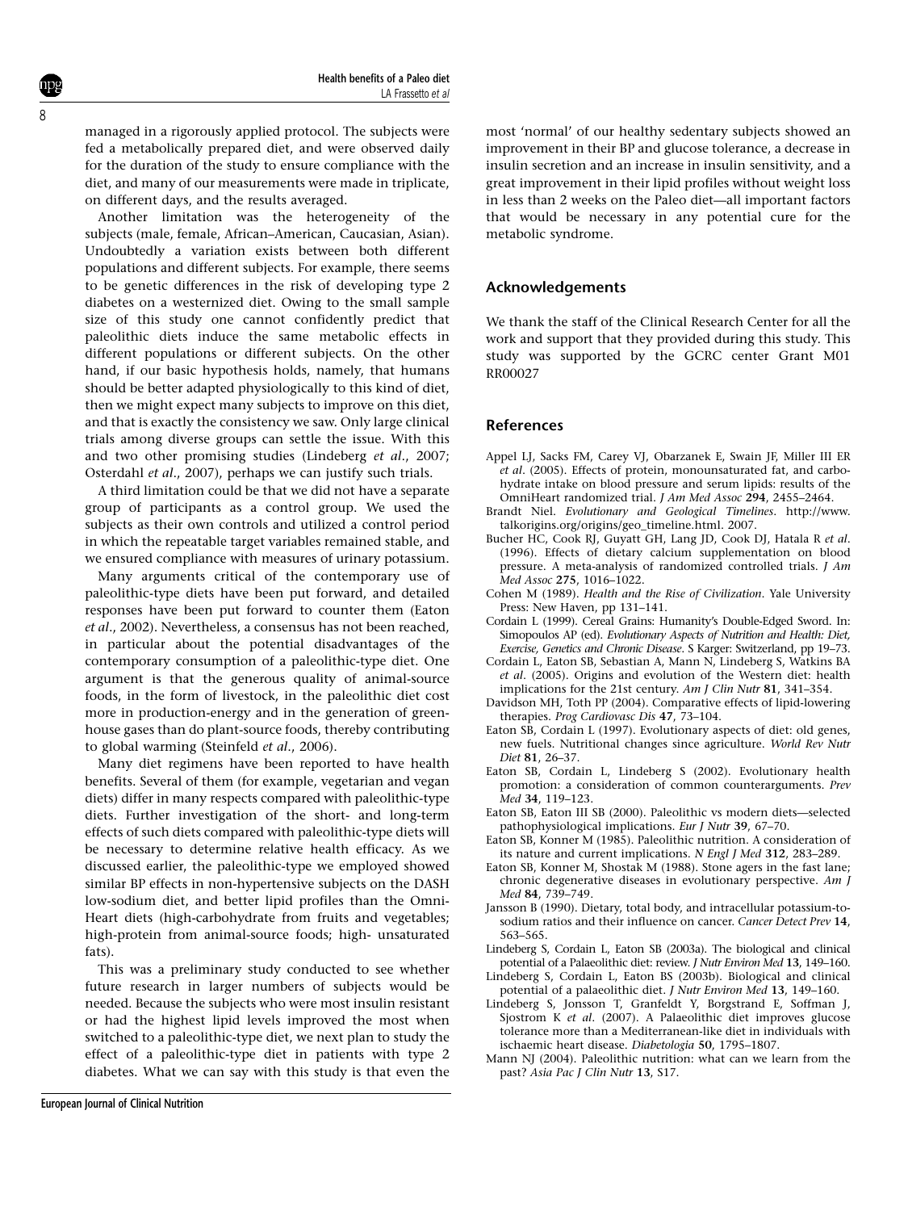managed in a rigorously applied protocol. The subjects were fed a metabolically prepared diet, and were observed daily for the duration of the study to ensure compliance with the diet, and many of our measurements were made in triplicate, on different days, and the results averaged.

Another limitation was the heterogeneity of the subjects (male, female, African–American, Caucasian, Asian). Undoubtedly a variation exists between both different populations and different subjects. For example, there seems to be genetic differences in the risk of developing type 2 diabetes on a westernized diet. Owing to the small sample size of this study one cannot confidently predict that paleolithic diets induce the same metabolic effects in different populations or different subjects. On the other hand, if our basic hypothesis holds, namely, that humans should be better adapted physiologically to this kind of diet, then we might expect many subjects to improve on this diet, and that is exactly the consistency we saw. Only large clinical trials among diverse groups can settle the issue. With this and two other promising studies (Lindeberg *et al*., 2007; Osterdahl *et al*., 2007), perhaps we can justify such trials.

A third limitation could be that we did not have a separate group of participants as a control group. We used the subjects as their own controls and utilized a control period in which the repeatable target variables remained stable, and we ensured compliance with measures of urinary potassium.

Many arguments critical of the contemporary use of paleolithic-type diets have been put forward, and detailed responses have been put forward to counter them (Eaton *et al*., 2002). Nevertheless, a consensus has not been reached, in particular about the potential disadvantages of the contemporary consumption of a paleolithic-type diet. One argument is that the generous quality of animal-source foods, in the form of livestock, in the paleolithic diet cost more in production-energy and in the generation of greenhouse gases than do plant-source foods, thereby contributing to global warming (Steinfeld *et al*., 2006).

Many diet regimens have been reported to have health benefits. Several of them (for example, vegetarian and vegan diets) differ in many respects compared with paleolithic-type diets. Further investigation of the short- and long-term effects of such diets compared with paleolithic-type diets will be necessary to determine relative health efficacy. As we discussed earlier, the paleolithic-type we employed showed similar BP effects in non-hypertensive subjects on the DASH low-sodium diet, and better lipid profiles than the OmniHeart diets (high-carbohydrate from fruits and vegetables; high-protein from animal-source foods; high- unsaturated fats).

This was a preliminary study conducted to see whether future research in larger numbers of subjects would be needed. Because the subjects who were most insulin resistant or had the highest lipid levels improved the most when switched to a paleolithic-type diet, we next plan to study the effect of a paleolithic-type diet in patients with type 2 diabetes. What we can say with this study is that even the most 'normal' of our healthy sedentary subjects showed an improvement in their BP and glucose tolerance, a decrease in insulin secretion and an increase in insulin sensitivity, and a great improvement in their lipid profiles without weight loss in less than 2 weeks on the Paleo diet—all important factors that would be necessary in any potential cure for the metabolic syndrome.

## Acknowledgements

We thank the staff of the Clinical Research Center for all the work and support that they provided during this study. This study was supported by the GCRC center Grant M01 RR00027

## References

Appel LJ, Sacks FM, Carey VJ, Obarzanek E, Swain JF, Miller III ER *et al*. (2005). Effects of protein, monounsaturated fat, and carbohydrate intake on blood pressure and serum lipids: results of the OmniHeart randomized trial. *J Am Med Assoc* **294**, 2455–2464.

Brandt Niel. *Evolutionary and Geological Timelines*. http://www.talkorigins.org/origins/geo_timeline.html. 2007.

Bucher HC, Cook RJ, Guyatt GH, Lang JD, Cook DJ, Hatala R *et al*. (1996). Effects of dietary calcium supplementation on blood pressure. A meta-analysis of randomized controlled trials. *J Am Med Assoc* **275**, 1016–1022.

Cohen M (1989). *Health and the Rise of Civilization*. Yale University Press: New Haven, pp 131–141.

Cordain L (1999). Cereal Grains: Humanity's Double-Edged Sword. In: Simopoulos AP (ed). *Evolutionary Aspects of Nutrition and Health: Diet, Exercise, Genetics and Chronic Disease*. S Karger: Switzerland, pp 19–73.

Cordain L, Eaton SB, Sebastian A, Mann N, Lindeberg S, Watkins BA *et al*. (2005). Origins and evolution of the Western diet: health implications for the 21st century. *Am J Clin Nutr* **81**, 341–354.

Davidson MH, Toth PP (2004). Comparative effects of lipid-lowering therapies. *Prog Cardiovasc Dis* **47**, 73–104.

Eaton SB, Cordain L (1997). Evolutionary aspects of diet: old genes, new fuels. Nutritional changes since agriculture. *World Rev Nutr Diet* **81**, 26–37.

Eaton SB, Cordain L, Lindeberg S (2002). Evolutionary health promotion: a consideration of common counterarguments. *Prev Med* **34**, 119–123.

Eaton SB, Eaton III SB (2000). Paleolithic vs modern diets—selected pathophysiological implications. *Eur J Nutr* **39**, 67–70.

Eaton SB, Konner M (1985). Paleolithic nutrition. A consideration of its nature and current implications. *N Engl J Med* **312**, 283–289.

Eaton SB, Konner M, Shostak M (1988). Stone agers in the fast lane; chronic degenerative diseases in evolutionary perspective. *Am J Med* **84**, 739–749.

Jansson B (1990). Dietary, total body, and intracellular potassium-to-sodium ratios and their influence on cancer. *Cancer Detect Prev* **14**, 563–565.

Lindeberg S, Cordain L, Eaton SB (2003a). The biological and clinical potential of a Palaeolithic diet: review. *J Nutr Environ Med* **13**, 149–160.

Lindeberg S, Cordain L, Eaton BS (2003b). Biological and clinical potential of a palaeolithic diet. *J Nutr Environ Med* **13**, 149–160.

Lindeberg S, Jonsson T, Granfeldt Y, Borgstrand E, Soffman J, Sjostrom K *et al*. (2007). A Palaeolithic diet improves glucose tolerance more than a Mediterranean-like diet in individuals with ischaemic heart disease. *Diabetologia* **50**, 1795–1807.

Mann NJ (2004). Paleolithic nutrition: what can we learn from the past? *Asia Pac J Clin Nutr* **13**, S17.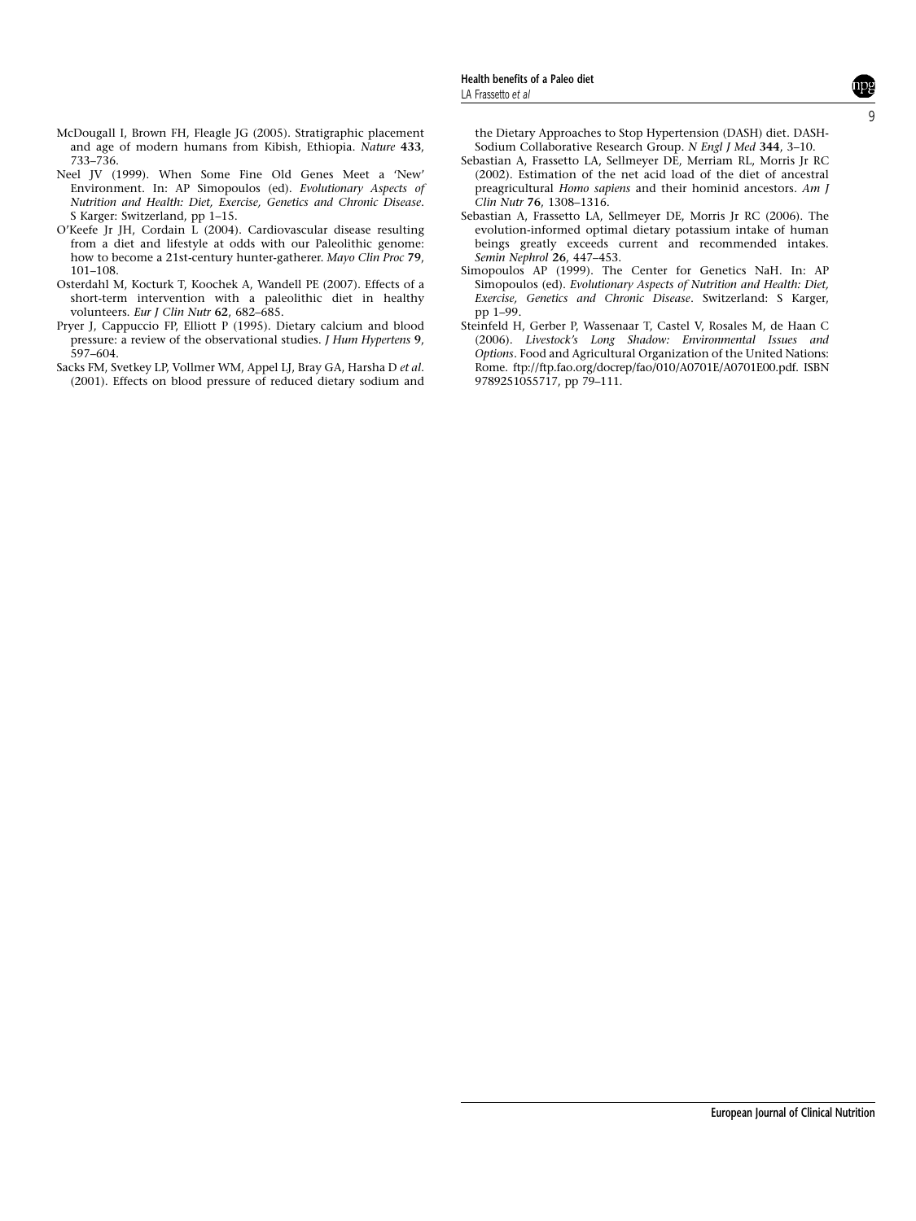McDougall I, Brown FH, Fleagle JG (2005). Stratigraphic placement and age of modern humans from Kibish, Ethiopia. *Nature* **433**, 733–736.

Neel JV (1999). When Some Fine Old Genes Meet a 'New' Environment. In: AP Simopoulos (ed). *Evolutionary Aspects of Nutrition and Health: Diet, Exercise, Genetics and Chronic Disease*. S Karger: Switzerland, pp 1–15.

O'Keefe Jr JH, Cordain L (2004). Cardiovascular disease resulting from a diet and lifestyle at odds with our Paleolithic genome: how to become a 21st-century hunter-gatherer. *Mayo Clin Proc* **79**, 101–108.

Osterdahl M, Kocturk T, Koochek A, Wandell PE (2007). Effects of a short-term intervention with a paleolithic diet in healthy volunteers. *Eur J Clin Nutr* **62**, 682–685.

Pryer J, Cappuccio FP, Elliott P (1995). Dietary calcium and blood pressure: a review of the observational studies. *J Hum Hypertens* **9**, 597–604.

Sacks FM, Svetkey LP, Vollmer WM, Appel LJ, Bray GA, Harsha D *et al*. (2001). Effects on blood pressure of reduced dietary sodium and the Dietary Approaches to Stop Hypertension (DASH) diet. DASH-Sodium Collaborative Research Group. *N Engl J Med* **344**, 3–10.

Sebastian A, Frassetto LA, Sellmeyer DE, Merriam RL, Morris Jr RC (2002). Estimation of the net acid load of the diet of ancestral preagricultural *Homo sapiens* and their hominid ancestors. *Am J Clin Nutr* **76**, 1308–1316.

Sebastian A, Frassetto LA, Sellmeyer DE, Morris Jr RC (2006). The evolution-informed optimal dietary potassium intake of human beings greatly exceeds current and recommended intakes. *Semin Nephrol* **26**, 447–453.

Simopoulos AP (1999). The Center for Genetics NaH. In: AP Simopoulos (ed). *Evolutionary Aspects of Nutrition and Health: Diet, Exercise, Genetics and Chronic Disease*. Switzerland: S Karger, pp 1–99.

Steinfeld H, Gerber P, Wassenaar T, Castel V, Rosales M, de Haan C (2006). *Livestock's Long Shadow: Environmental Issues and Options*. Food and Agricultural Organization of the United Nations: Rome. ftp://ftp.fao.org/docrep/fao/010/A0701E/A0701E00.pdf. ISBN 9789251055717, pp 79–111.